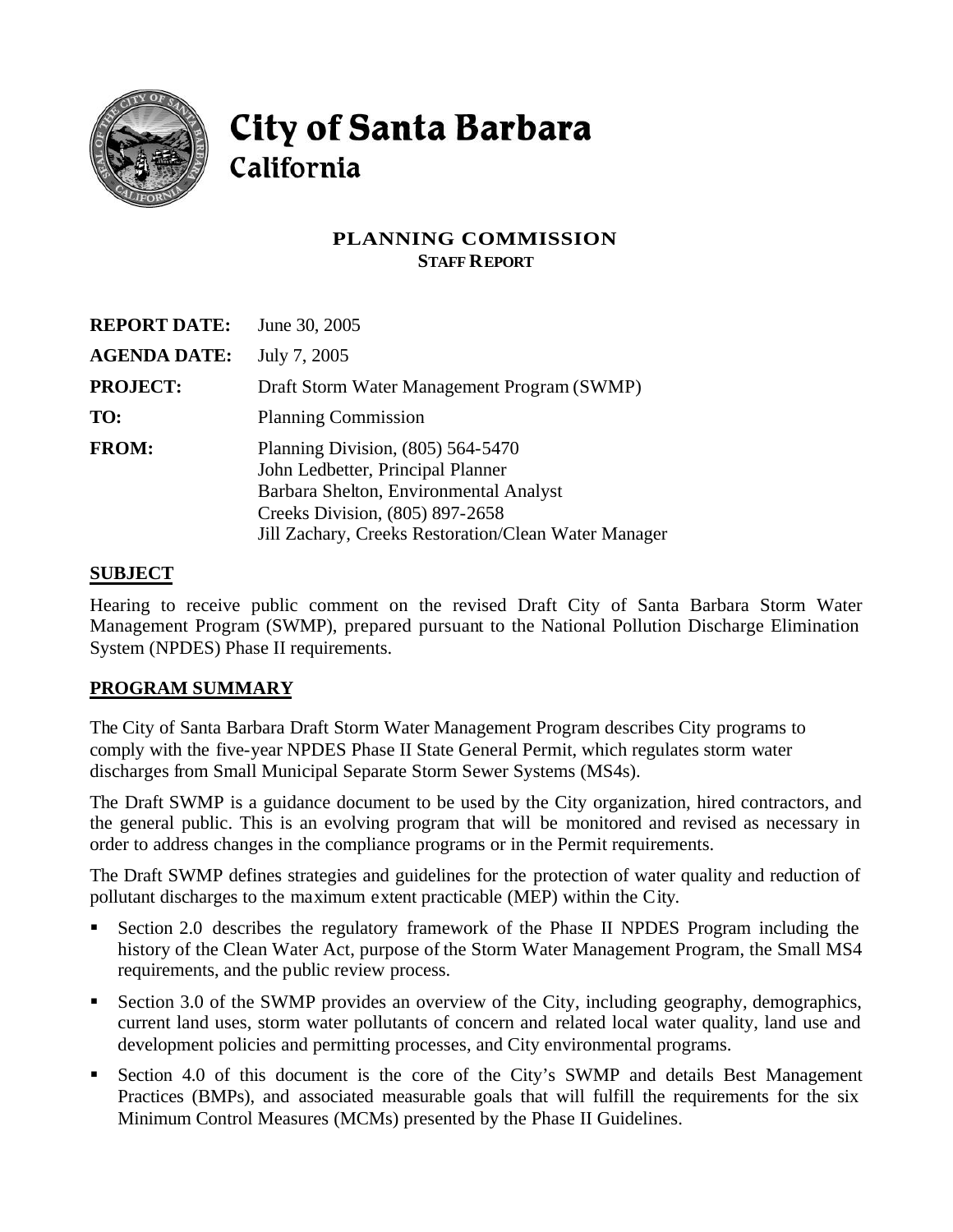# City of Santa Barbara
## California

### PLANNING COMMISSION
**STAFF REPORT**

| | |
|---|---|
| **REPORT DATE:** | June 30, 2005 |
| **AGENDA DATE:** | July 7, 2005 |
| **PROJECT:** | Draft Storm Water Management Program (SWMP) |
| **TO:** | Planning Commission |
| **FROM:** | Planning Division, (805) 564-5470<br>John Ledbetter, Principal Planner<br>Barbara Shelton, Environmental Analyst<br>Creeks Division, (805) 897-2658<br>Jill Zachary, Creeks Restoration/Clean Water Manager |

## SUBJECT

Hearing to receive public comment on the revised Draft City of Santa Barbara Storm Water Management Program (SWMP), prepared pursuant to the National Pollution Discharge Elimination System (NPDES) Phase II requirements.

## PROGRAM SUMMARY

The City of Santa Barbara Draft Storm Water Management Program describes City programs to comply with the five-year NPDES Phase II State General Permit, which regulates storm water discharges from Small Municipal Separate Storm Sewer Systems (MS4s).

The Draft SWMP is a guidance document to be used by the City organization, hired contractors, and the general public. This is an evolving program that will be monitored and revised as necessary in order to address changes in the compliance programs or in the Permit requirements.

The Draft SWMP defines strategies and guidelines for the protection of water quality and reduction of pollutant discharges to the maximum extent practicable (MEP) within the City.

- Section 2.0 describes the regulatory framework of the Phase II NPDES Program including the history of the Clean Water Act, purpose of the Storm Water Management Program, the Small MS4 requirements, and the public review process.
- Section 3.0 of the SWMP provides an overview of the City, including geography, demographics, current land uses, storm water pollutants of concern and related local water quality, land use and development policies and permitting processes, and City environmental programs.
- Section 4.0 of this document is the core of the City's SWMP and details Best Management Practices (BMPs), and associated measurable goals that will fulfill the requirements for the six Minimum Control Measures (MCMs) presented by the Phase II Guidelines.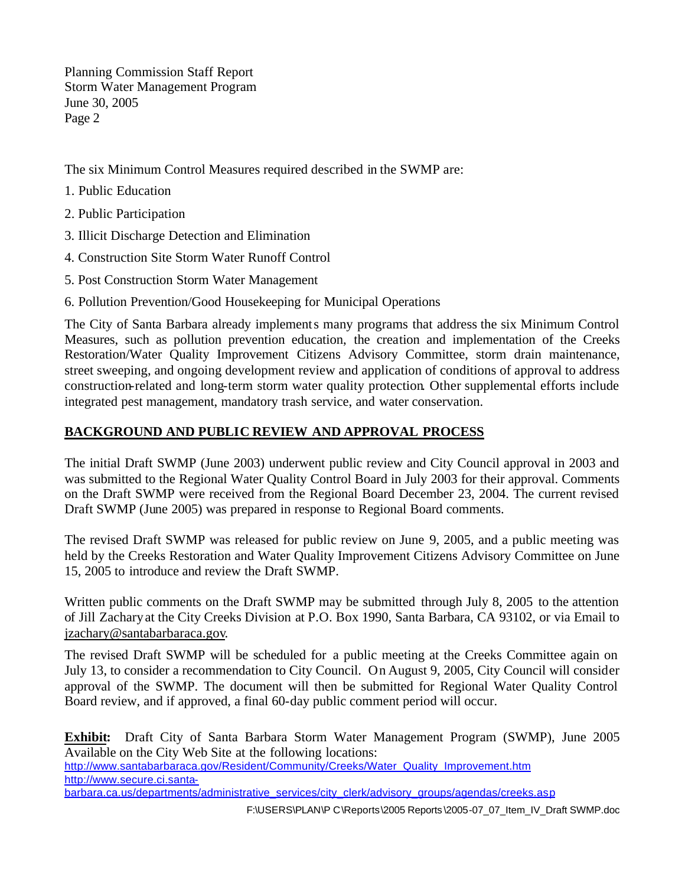The six Minimum Control Measures required described in the SWMP are:

1. Public Education
2. Public Participation
3. Illicit Discharge Detection and Elimination
4. Construction Site Storm Water Runoff Control
5. Post Construction Storm Water Management
6. Pollution Prevention/Good Housekeeping for Municipal Operations

The City of Santa Barbara already implements many programs that address the six Minimum Control Measures, such as pollution prevention education, the creation and implementation of the Creeks Restoration/Water Quality Improvement Citizens Advisory Committee, storm drain maintenance, street sweeping, and ongoing development review and application of conditions of approval to address construction-related and long-term storm water quality protection. Other supplemental efforts include integrated pest management, mandatory trash service, and water conservation.

## BACKGROUND AND PUBLIC REVIEW AND APPROVAL PROCESS

The initial Draft SWMP (June 2003) underwent public review and City Council approval in 2003 and was submitted to the Regional Water Quality Control Board in July 2003 for their approval. Comments on the Draft SWMP were received from the Regional Board December 23, 2004. The current revised Draft SWMP (June 2005) was prepared in response to Regional Board comments.

The revised Draft SWMP was released for public review on June 9, 2005, and a public meeting was held by the Creeks Restoration and Water Quality Improvement Citizens Advisory Committee on June 15, 2005 to introduce and review the Draft SWMP.

Written public comments on the Draft SWMP may be submitted through July 8, 2005 to the attention of Jill Zachary at the City Creeks Division at P.O. Box 1990, Santa Barbara, CA 93102, or via Email to jzachary@santabarbaraca.gov.

The revised Draft SWMP will be scheduled for a public meeting at the Creeks Committee again on July 13, to consider a recommendation to City Council. On August 9, 2005, City Council will consider approval of the SWMP. The document will then be submitted for Regional Water Quality Control Board review, and if approved, a final 60-day public comment period will occur.

**Exhibit:** Draft City of Santa Barbara Storm Water Management Program (SWMP), June 2005 Available on the City Web Site at the following locations:
http://www.santabarbaraca.gov/Resident/Community/Creeks/Water_Quality_Improvement.htm
http://www.secure.ci.santa-barbara.ca.us/departments/administrative_services/city_clerk/advisory_groups/agendas/creeks.asp

F:\USERS\PLAN\P C\Reports\2005 Reports\2005-07_07_Item_IV_Draft SWMP.doc